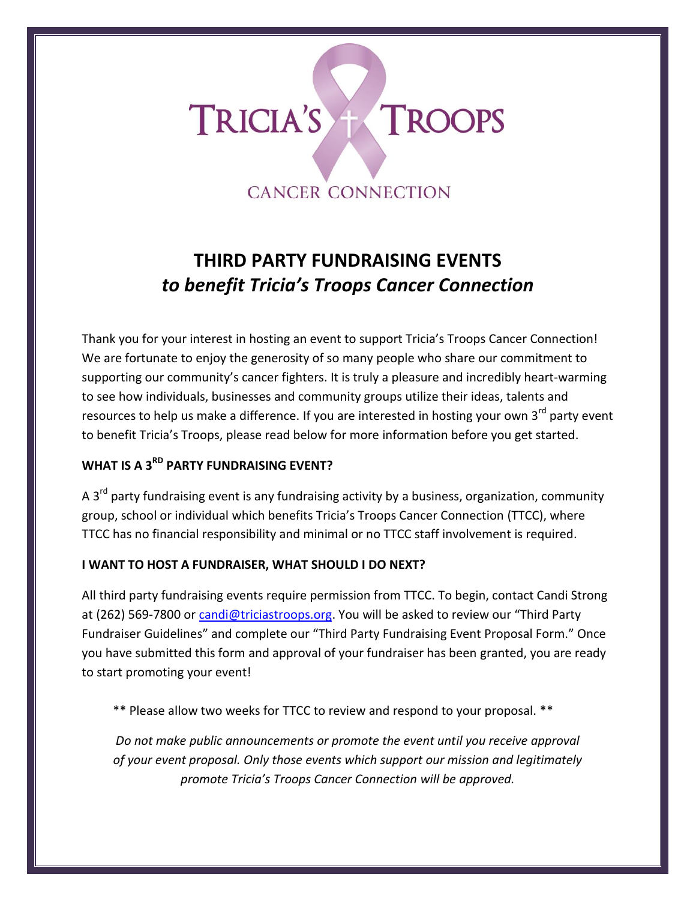TRICIA'S TROOPS

CANCER CONNECTION

# THIRD PARTY FUNDRAISING EVENTS
## *to benefit Tricia's Troops Cancer Connection*

Thank you for your interest in hosting an event to support Tricia's Troops Cancer Connection! We are fortunate to enjoy the generosity of so many people who share our commitment to supporting our community's cancer fighters. It is truly a pleasure and incredibly heart-warming to see how individuals, businesses and community groups utilize their ideas, talents and resources to help us make a difference. If you are interested in hosting your own 3rd party event to benefit Tricia's Troops, please read below for more information before you get started.

### WHAT IS A 3RD PARTY FUNDRAISING EVENT?

A 3rd party fundraising event is any fundraising activity by a business, organization, community group, school or individual which benefits Tricia's Troops Cancer Connection (TTCC), where TTCC has no financial responsibility and minimal or no TTCC staff involvement is required.

### I WANT TO HOST A FUNDRAISER, WHAT SHOULD I DO NEXT?

All third party fundraising events require permission from TTCC. To begin, contact Candi Strong at (262) 569-7800 or candi@triciastroops.org. You will be asked to review our "Third Party Fundraiser Guidelines" and complete our "Third Party Fundraising Event Proposal Form." Once you have submitted this form and approval of your fundraiser has been granted, you are ready to start promoting your event!

** Please allow two weeks for TTCC to review and respond to your proposal. **

*Do not make public announcements or promote the event until you receive approval of your event proposal. Only those events which support our mission and legitimately promote Tricia's Troops Cancer Connection will be approved.*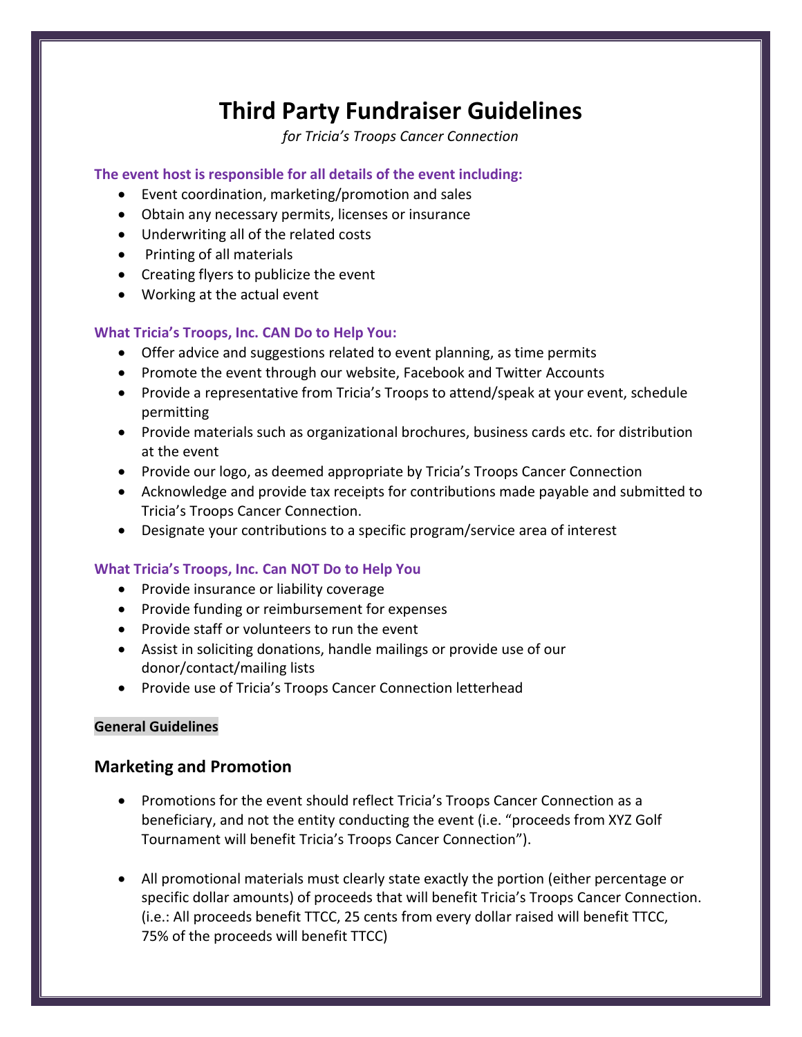# Third Party Fundraiser Guidelines

*for Tricia's Troops Cancer Connection*

**The event host is responsible for all details of the event including:**

- Event coordination, marketing/promotion and sales
- Obtain any necessary permits, licenses or insurance
- Underwriting all of the related costs
- Printing of all materials
- Creating flyers to publicize the event
- Working at the actual event

**What Tricia's Troops, Inc. CAN Do to Help You:**

- Offer advice and suggestions related to event planning, as time permits
- Promote the event through our website, Facebook and Twitter Accounts
- Provide a representative from Tricia's Troops to attend/speak at your event, schedule permitting
- Provide materials such as organizational brochures, business cards etc. for distribution at the event
- Provide our logo, as deemed appropriate by Tricia's Troops Cancer Connection
- Acknowledge and provide tax receipts for contributions made payable and submitted to Tricia's Troops Cancer Connection.
- Designate your contributions to a specific program/service area of interest

**What Tricia's Troops, Inc. Can NOT Do to Help You**

- Provide insurance or liability coverage
- Provide funding or reimbursement for expenses
- Provide staff or volunteers to run the event
- Assist in soliciting donations, handle mailings or provide use of our donor/contact/mailing lists
- Provide use of Tricia's Troops Cancer Connection letterhead

**General Guidelines**

## Marketing and Promotion

- Promotions for the event should reflect Tricia's Troops Cancer Connection as a beneficiary, and not the entity conducting the event (i.e. "proceeds from XYZ Golf Tournament will benefit Tricia's Troops Cancer Connection").

- All promotional materials must clearly state exactly the portion (either percentage or specific dollar amounts) of proceeds that will benefit Tricia's Troops Cancer Connection. (i.e.: All proceeds benefit TTCC, 25 cents from every dollar raised will benefit TTCC, 75% of the proceeds will benefit TTCC)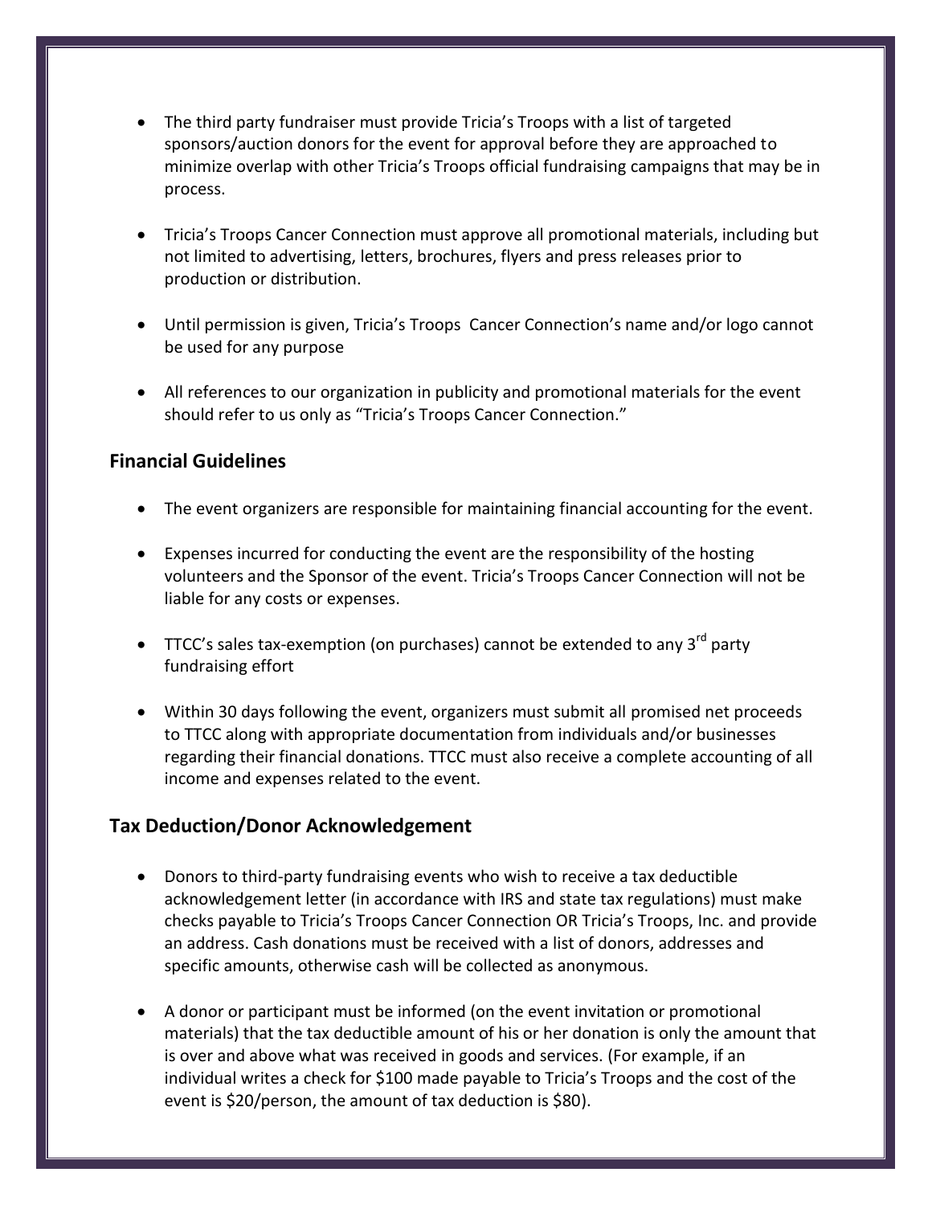- The third party fundraiser must provide Tricia's Troops with a list of targeted sponsors/auction donors for the event for approval before they are approached to minimize overlap with other Tricia's Troops official fundraising campaigns that may be in process.

- Tricia's Troops Cancer Connection must approve all promotional materials, including but not limited to advertising, letters, brochures, flyers and press releases prior to production or distribution.

- Until permission is given, Tricia's Troops Cancer Connection's name and/or logo cannot be used for any purpose

- All references to our organization in publicity and promotional materials for the event should refer to us only as "Tricia's Troops Cancer Connection."

## Financial Guidelines

- The event organizers are responsible for maintaining financial accounting for the event.

- Expenses incurred for conducting the event are the responsibility of the hosting volunteers and the Sponsor of the event. Tricia's Troops Cancer Connection will not be liable for any costs or expenses.

- TTCC's sales tax-exemption (on purchases) cannot be extended to any 3rd party fundraising effort

- Within 30 days following the event, organizers must submit all promised net proceeds to TTCC along with appropriate documentation from individuals and/or businesses regarding their financial donations. TTCC must also receive a complete accounting of all income and expenses related to the event.

## Tax Deduction/Donor Acknowledgement

- Donors to third-party fundraising events who wish to receive a tax deductible acknowledgement letter (in accordance with IRS and state tax regulations) must make checks payable to Tricia's Troops Cancer Connection OR Tricia's Troops, Inc. and provide an address. Cash donations must be received with a list of donors, addresses and specific amounts, otherwise cash will be collected as anonymous.

- A donor or participant must be informed (on the event invitation or promotional materials) that the tax deductible amount of his or her donation is only the amount that is over and above what was received in goods and services. (For example, if an individual writes a check for $100 made payable to Tricia's Troops and the cost of the event is $20/person, the amount of tax deduction is $80).